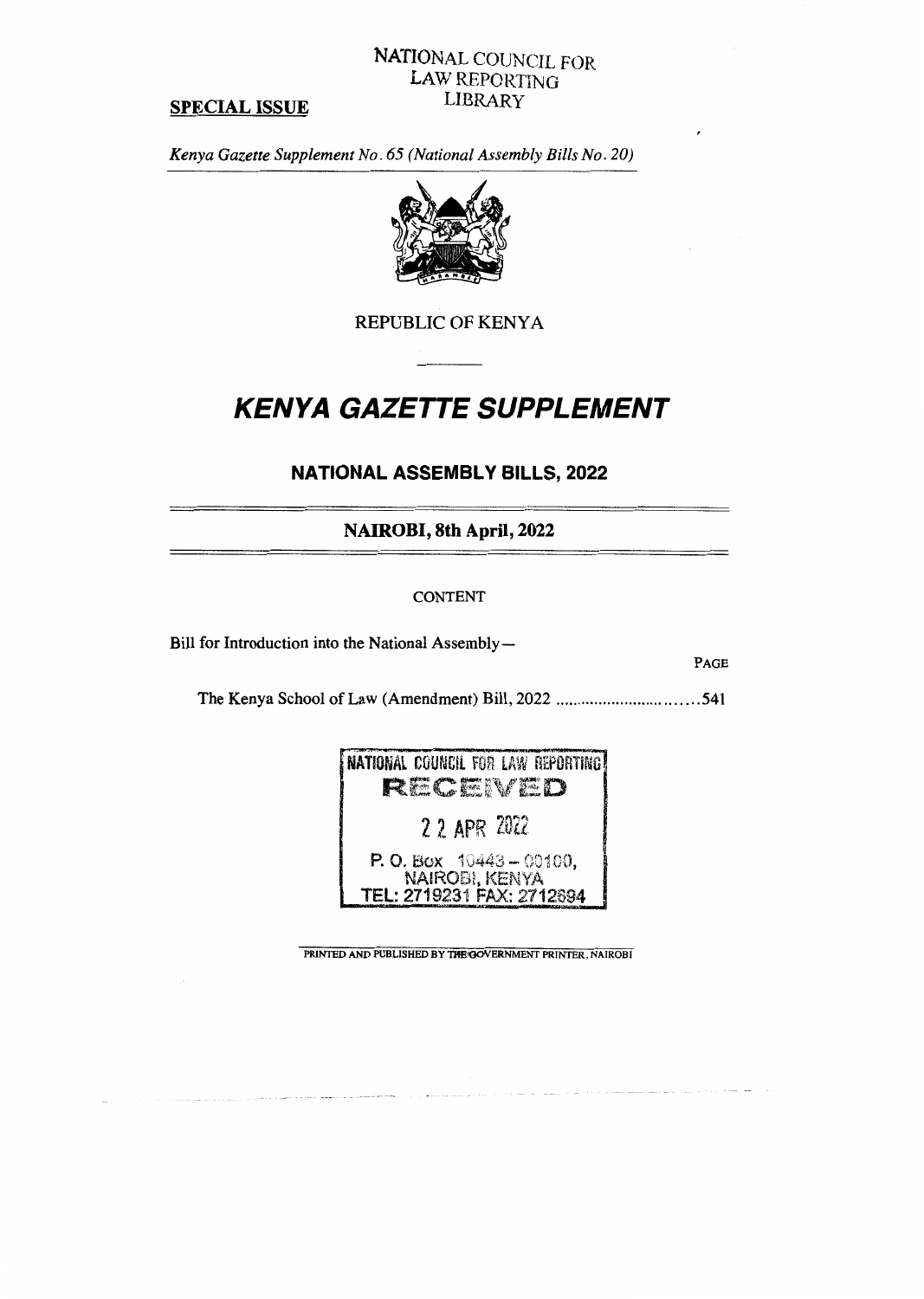NATIONAL COUNCIL FOR LAW REPORTING LIBRARY

**SPECIAL ISSUE**

*Kenya Gazette Supplement No. 65 (National Assembly Bills No. 20)*

REPUBLIC OF KENYA

# *KENYA GAZETTE SUPPLEMENT*

## NATIONAL ASSEMBLY BILLS, 2022

### NAIROBI, 8th April, 2022

CONTENT

Bill for Introduction into the National Assembly—

| | PAGE |
|---|---|
| The Kenya School of Law (Amendment) Bill, 2022 ............................ | 541 |

NATIONAL COUNCIL FOR LAW REPORTING
RECEIVED
22 APR 2022
P. O. Box 10443 – 00100,
NAIROBI, KENYA
TEL: 2719231 FAX: 2712694

PRINTED AND PUBLISHED BY THE GOVERNMENT PRINTER, NAIROBI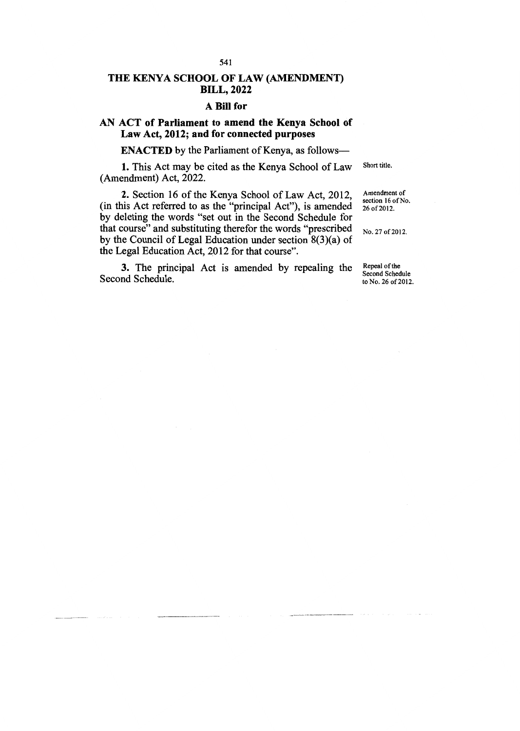# THE KENYA SCHOOL OF LAW (AMENDMENT) BILL, 2022

## A Bill for

**AN ACT of Parliament to amend the Kenya School of Law Act, 2012; and for connected purposes**

**ENACTED** by the Parliament of Kenya, as follows—

Short title.

**1.** This Act may be cited as the Kenya School of Law (Amendment) Act, 2022.

Amendment of section 16 of No. 26 of 2012.

No. 27 of 2012.

**2.** Section 16 of the Kenya School of Law Act, 2012, (in this Act referred to as the "principal Act"), is amended by deleting the words "set out in the Second Schedule for that course" and substituting therefor the words "prescribed by the Council of Legal Education under section 8(3)(a) of the Legal Education Act, 2012 for that course".

Repeal of the Second Schedule to No. 26 of 2012.

**3.** The principal Act is amended by repealing the Second Schedule.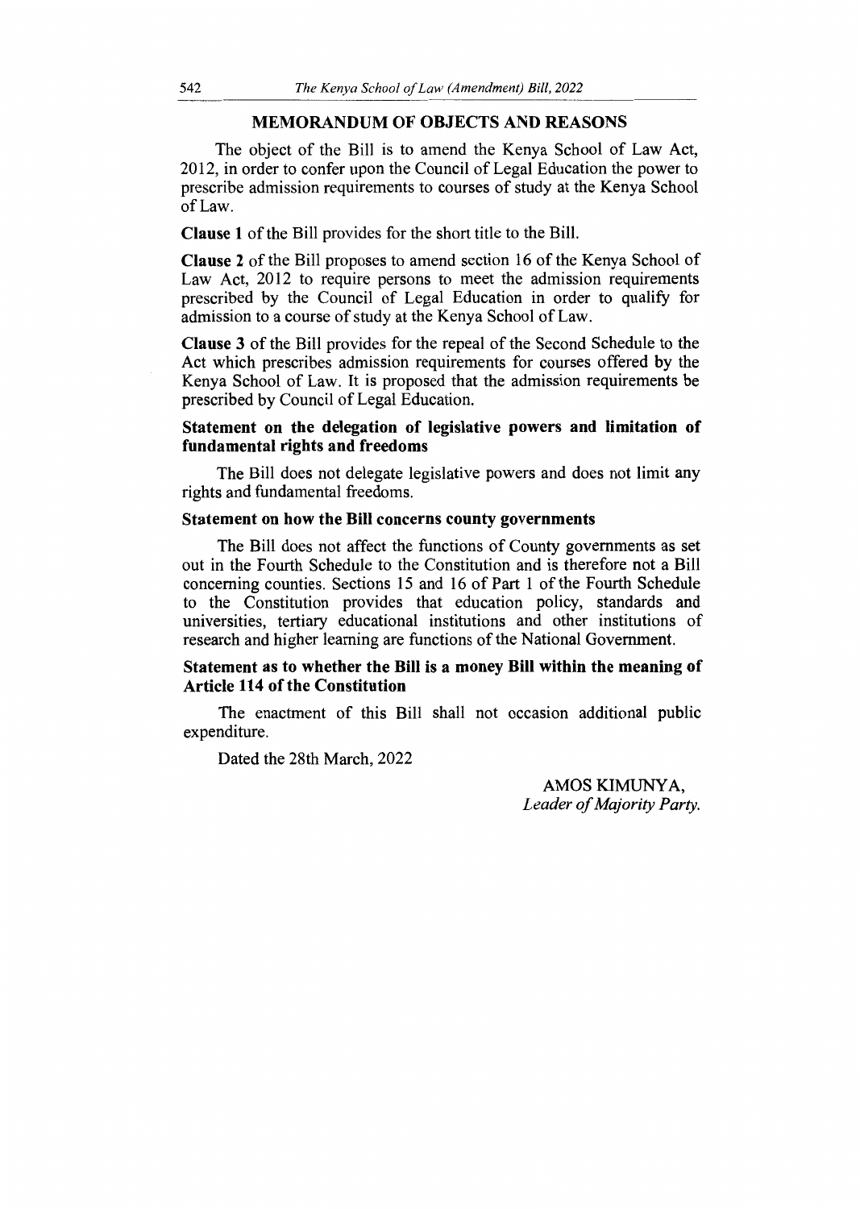## MEMORANDUM OF OBJECTS AND REASONS

The object of the Bill is to amend the Kenya School of Law Act, 2012, in order to confer upon the Council of Legal Education the power to prescribe admission requirements to courses of study at the Kenya School of Law.

**Clause 1** of the Bill provides for the short title to the Bill.

**Clause 2** of the Bill proposes to amend section 16 of the Kenya School of Law Act, 2012 to require persons to meet the admission requirements prescribed by the Council of Legal Education in order to qualify for admission to a course of study at the Kenya School of Law.

**Clause 3** of the Bill provides for the repeal of the Second Schedule to the Act which prescribes admission requirements for courses offered by the Kenya School of Law. It is proposed that the admission requirements be prescribed by Council of Legal Education.

### Statement on the delegation of legislative powers and limitation of fundamental rights and freedoms

The Bill does not delegate legislative powers and does not limit any rights and fundamental freedoms.

### Statement on how the Bill concerns county governments

The Bill does not affect the functions of County governments as set out in the Fourth Schedule to the Constitution and is therefore not a Bill concerning counties. Sections 15 and 16 of Part 1 of the Fourth Schedule to the Constitution provides that education policy, standards and universities, tertiary educational institutions and other institutions of research and higher learning are functions of the National Government.

### Statement as to whether the Bill is a money Bill within the meaning of Article 114 of the Constitution

The enactment of this Bill shall not occasion additional public expenditure.

Dated the 28th March, 2022

AMOS KIMUNYA,
*Leader of Majority Party.*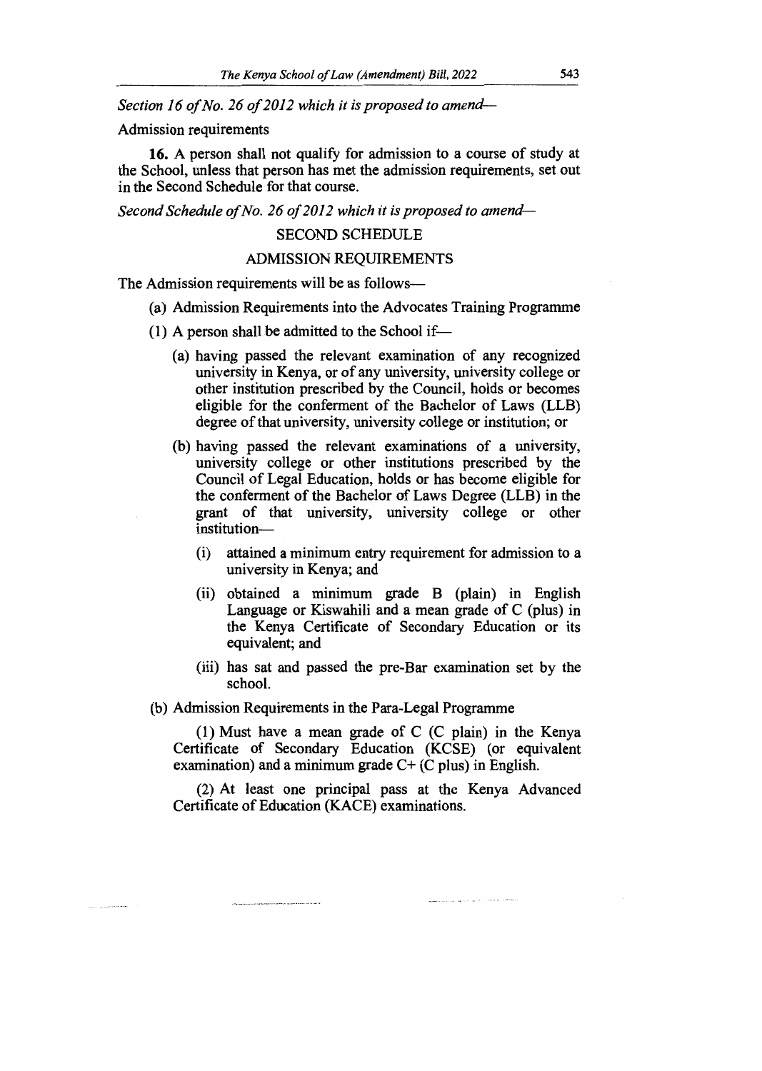*Section 16 of No. 26 of 2012 which it is proposed to amend—*

Admission requirements

**16.** A person shall not qualify for admission to a course of study at the School, unless that person has met the admission requirements, set out in the Second Schedule for that course.

*Second Schedule of No. 26 of 2012 which it is proposed to amend—*

SECOND SCHEDULE

ADMISSION REQUIREMENTS

The Admission requirements will be as follows—

(a) Admission Requirements into the Advocates Training Programme

(1) A person shall be admitted to the School if—

(a) having passed the relevant examination of any recognized university in Kenya, or of any university, university college or other institution prescribed by the Council, holds or becomes eligible for the conferment of the Bachelor of Laws (LLB) degree of that university, university college or institution; or

(b) having passed the relevant examinations of a university, university college or other institutions prescribed by the Council of Legal Education, holds or has become eligible for the conferment of the Bachelor of Laws Degree (LLB) in the grant of that university, university college or other institution—

(i) attained a minimum entry requirement for admission to a university in Kenya; and

(ii) obtained a minimum grade B (plain) in English Language or Kiswahili and a mean grade of C (plus) in the Kenya Certificate of Secondary Education or its equivalent; and

(iii) has sat and passed the pre-Bar examination set by the school.

(b) Admission Requirements in the Para-Legal Programme

(1) Must have a mean grade of C (C plain) in the Kenya Certificate of Secondary Education (KCSE) (or equivalent examination) and a minimum grade C+ (C plus) in English.

(2) At least one principal pass at the Kenya Advanced Certificate of Education (KACE) examinations.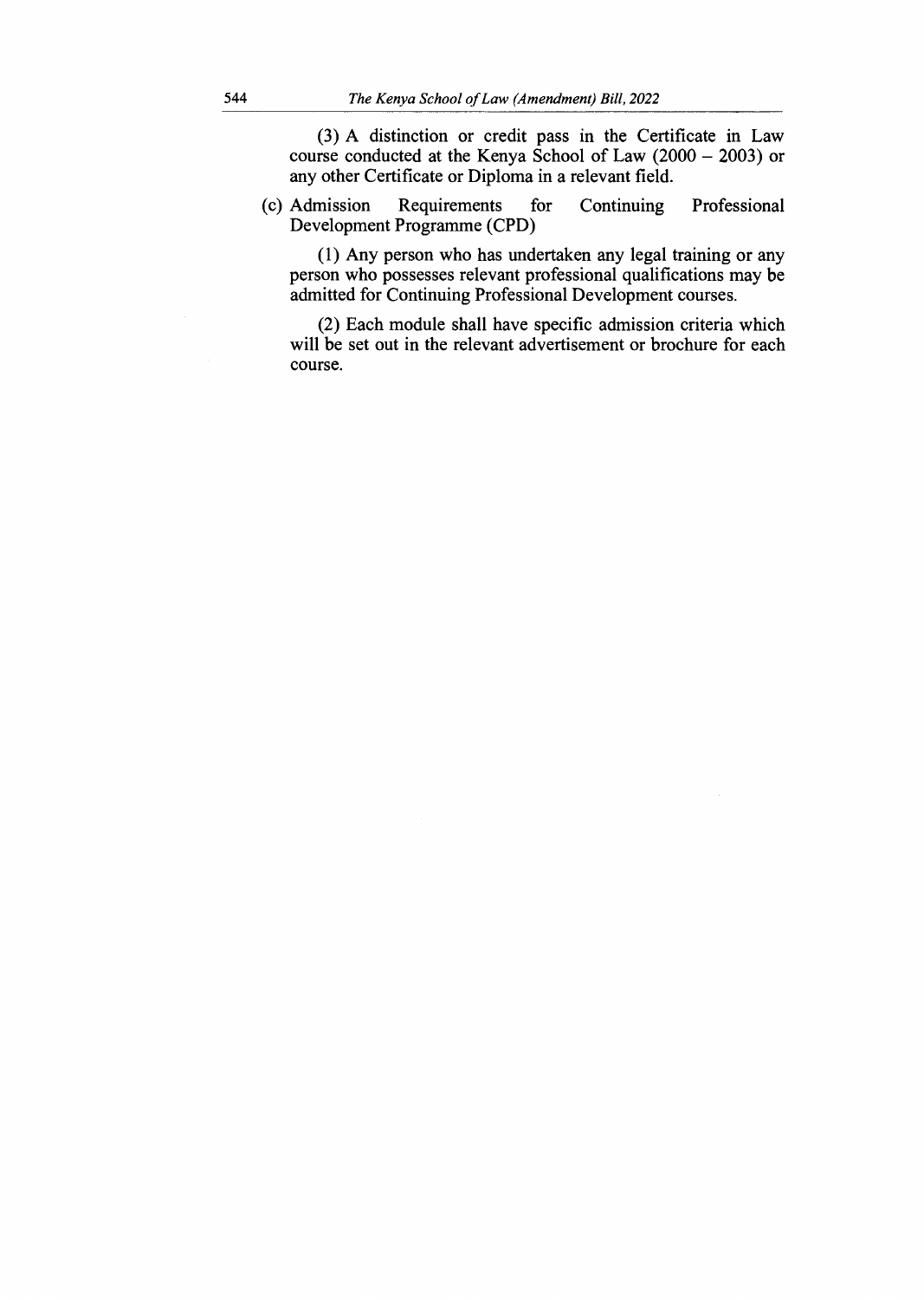(3) A distinction or credit pass in the Certificate in Law course conducted at the Kenya School of Law (2000 – 2003) or any other Certificate or Diploma in a relevant field.

(c) Admission Requirements for Continuing Professional Development Programme (CPD)

(1) Any person who has undertaken any legal training or any person who possesses relevant professional qualifications may be admitted for Continuing Professional Development courses.

(2) Each module shall have specific admission criteria which will be set out in the relevant advertisement or brochure for each course.